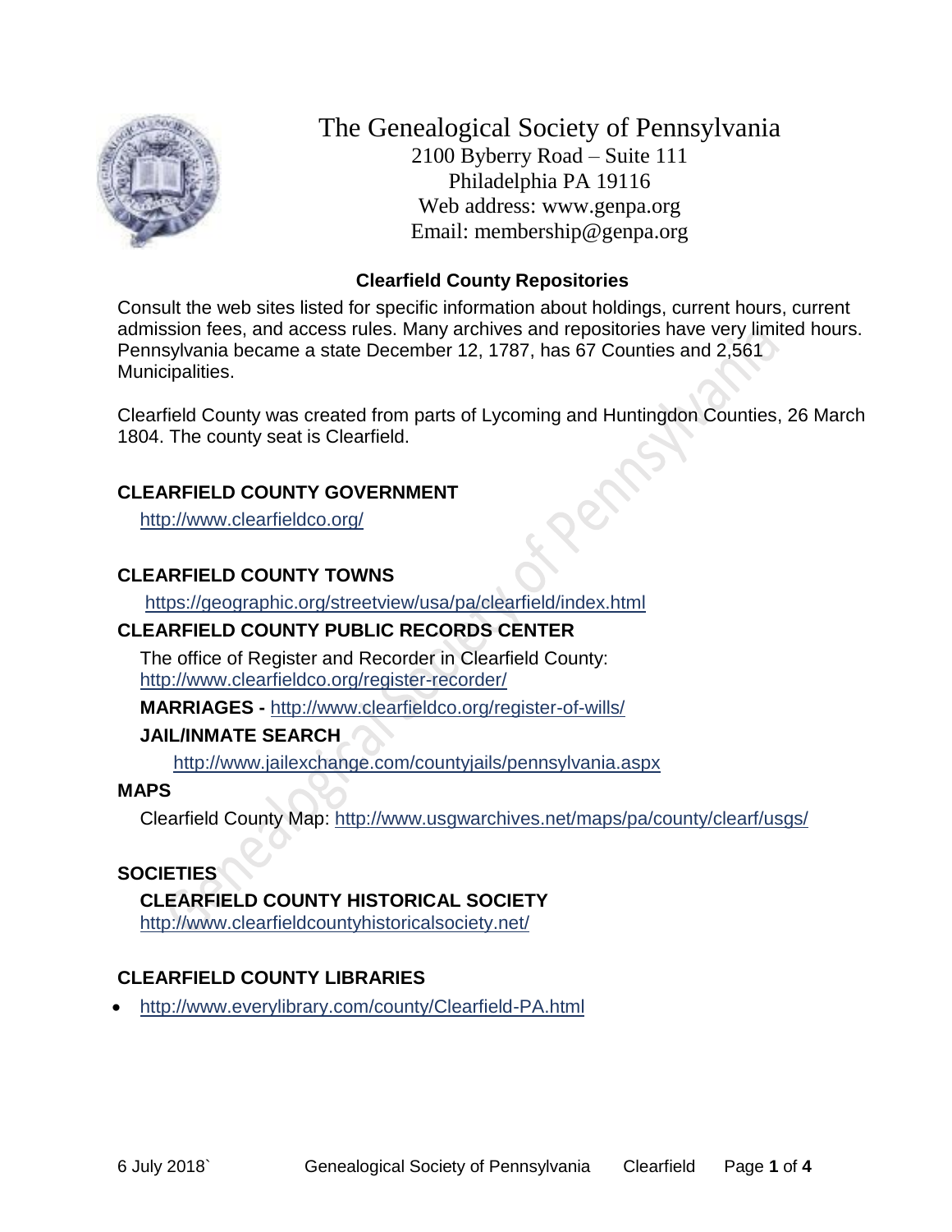# The Genealogical Society of Pennsylvania

2100 Byberry Road – Suite 111
Philadelphia PA 19116
Web address: www.genpa.org
Email: membership@genpa.org

## Clearfield County Repositories

Consult the web sites listed for specific information about holdings, current hours, current admission fees, and access rules. Many archives and repositories have very limited hours. Pennsylvania became a state December 12, 1787, has 67 Counties and 2,561 Municipalities.

Clearfield County was created from parts of Lycoming and Huntingdon Counties, 26 March 1804. The county seat is Clearfield.

### CLEARFIELD COUNTY GOVERNMENT

http://www.clearfieldco.org/

### CLEARFIELD COUNTY TOWNS

https://geographic.org/streetview/usa/pa/clearfield/index.html

### CLEARFIELD COUNTY PUBLIC RECORDS CENTER

The office of Register and Recorder in Clearfield County:
http://www.clearfieldco.org/register-recorder/

**MARRIAGES -** http://www.clearfieldco.org/register-of-wills/

**JAIL/INMATE SEARCH**

http://www.jailexchange.com/countyjails/pennsylvania.aspx

### MAPS

Clearfield County Map: http://www.usgwarchives.net/maps/pa/county/clearf/usgs/

### SOCIETIES

**CLEARFIELD COUNTY HISTORICAL SOCIETY**
http://www.clearfieldcountyhistoricalsociety.net/

### CLEARFIELD COUNTY LIBRARIES

- http://www.everylibrary.com/county/Clearfield-PA.html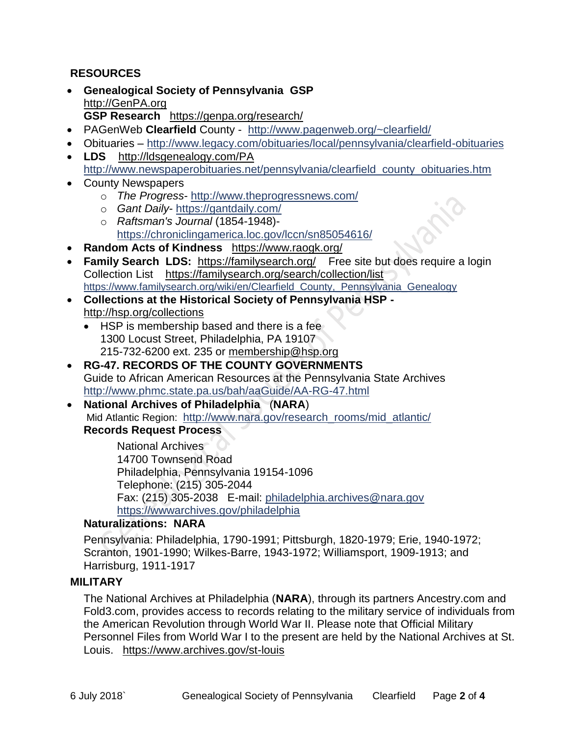## RESOURCES

- **Genealogical Society of Pennsylvania GSP** http://GenPA.org
  **GSP Research** https://genpa.org/research/
- PAGenWeb **Clearfield** County - http://www.pagenweb.org/~clearfield/
- Obituaries – http://www.legacy.com/obituaries/local/pennsylvania/clearfield-obituaries
- **LDS** http://ldsgenealogy.com/PA
  http://www.newspaperobituaries.net/pennsylvania/clearfield_county_obituaries.htm
- County Newspapers
  - *The Progress*- http://www.theprogressnews.com/
  - *Gant Daily*- https://gantdaily.com/
  - *Raftsman's Journal* (1854-1948)- https://chroniclingamerica.loc.gov/lccn/sn85054616/
- **Random Acts of Kindness** https://www.raogk.org/
- **Family Search LDS:** https://familysearch.org/ Free site but does require a login
  Collection List https://familysearch.org/search/collection/list
  https://www.familysearch.org/wiki/en/Clearfield_County,_Pennsylvania_Genealogy
- **Collections at the Historical Society of Pennsylvania HSP -** http://hsp.org/collections
  - HSP is membership based and there is a fee
    1300 Locust Street, Philadelphia, PA 19107
    215-732-6200 ext. 235 or membership@hsp.org
- **RG-47. RECORDS OF THE COUNTY GOVERNMENTS**
  Guide to African American Resources at the Pennsylvania State Archives
  http://www.phmc.state.pa.us/bah/aaGuide/AA-RG-47.html
- **National Archives of Philadelphia** (**NARA**)
  Mid Atlantic Region: http://www.nara.gov/research_rooms/mid_atlantic/
  **Records Request Process**

  National Archives
  14700 Townsend Road
  Philadelphia, Pennsylvania 19154-1096
  Telephone: (215) 305-2044
  Fax: (215) 305-2038 E-mail: philadelphia.archives@nara.gov
  https://wwwarchives.gov/philadelphia

  **Naturalizations: NARA**

  Pennsylvania: Philadelphia, 1790-1991; Pittsburgh, 1820-1979; Erie, 1940-1972; Scranton, 1901-1990; Wilkes-Barre, 1943-1972; Williamsport, 1909-1913; and Harrisburg, 1911-1917

## MILITARY

The National Archives at Philadelphia (**NARA**), through its partners Ancestry.com and Fold3.com, provides access to records relating to the military service of individuals from the American Revolution through World War II. Please note that Official Military Personnel Files from World War I to the present are held by the National Archives at St. Louis. https://www.archives.gov/st-louis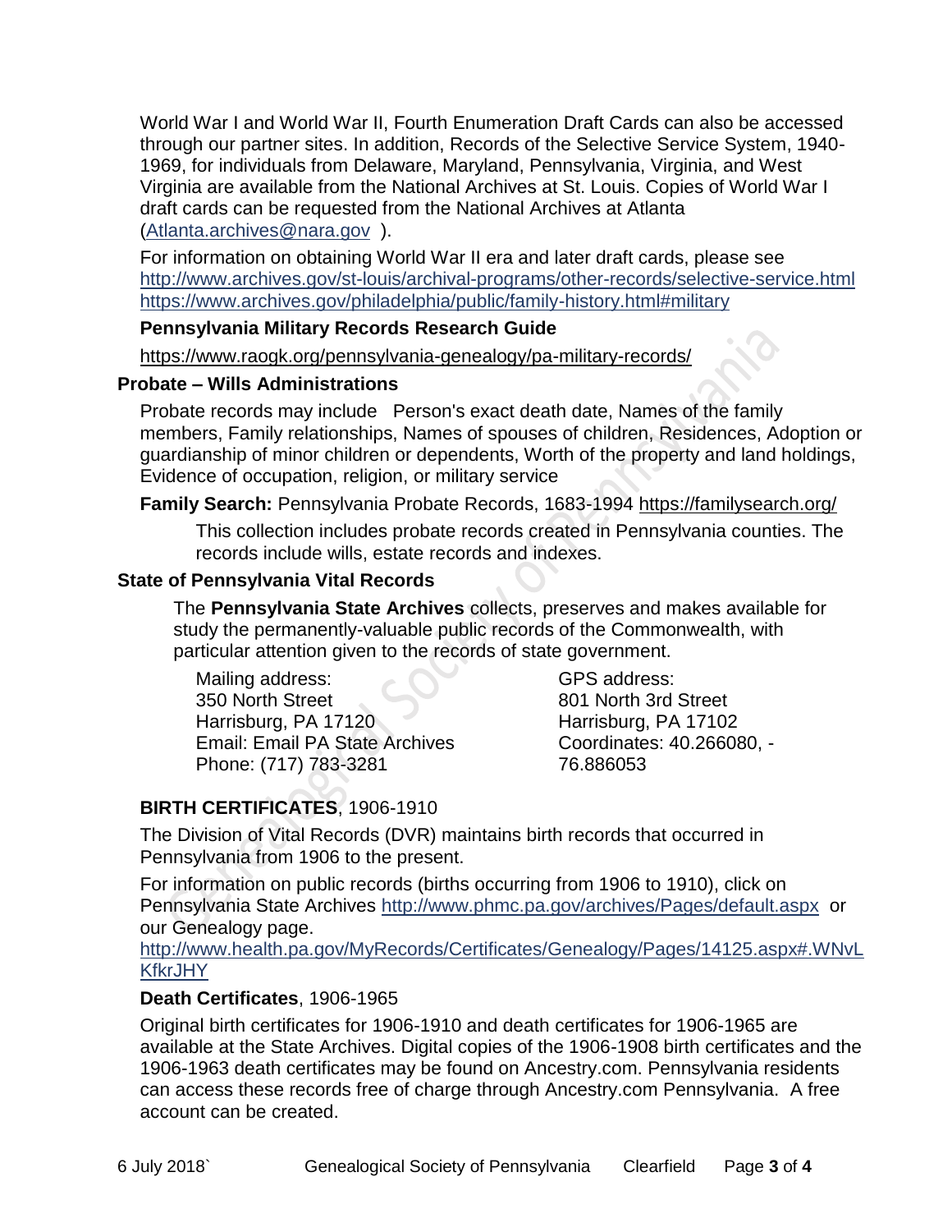World War I and World War II, Fourth Enumeration Draft Cards can also be accessed through our partner sites. In addition, Records of the Selective Service System, 1940-1969, for individuals from Delaware, Maryland, Pennsylvania, Virginia, and West Virginia are available from the National Archives at St. Louis. Copies of World War I draft cards can be requested from the National Archives at Atlanta (Atlanta.archives@nara.gov ).

For information on obtaining World War II era and later draft cards, please see http://www.archives.gov/st-louis/archival-programs/other-records/selective-service.html https://www.archives.gov/philadelphia/public/family-history.html#military

**Pennsylvania Military Records Research Guide**

https://www.raogk.org/pennsylvania-genealogy/pa-military-records/

### Probate – Wills Administrations

Probate records may include Person's exact death date, Names of the family members, Family relationships, Names of spouses of children, Residences, Adoption or guardianship of minor children or dependents, Worth of the property and land holdings, Evidence of occupation, religion, or military service

**Family Search:** Pennsylvania Probate Records, 1683-1994 https://familysearch.org/

This collection includes probate records created in Pennsylvania counties. The records include wills, estate records and indexes.

### State of Pennsylvania Vital Records

The **Pennsylvania State Archives** collects, preserves and makes available for study the permanently-valuable public records of the Commonwealth, with particular attention given to the records of state government.

Mailing address:
350 North Street
Harrisburg, PA 17120
Email: Email PA State Archives
Phone: (717) 783-3281

GPS address:
801 North 3rd Street
Harrisburg, PA 17102
Coordinates: 40.266080, -76.886053

**BIRTH CERTIFICATES**, 1906-1910

The Division of Vital Records (DVR) maintains birth records that occurred in Pennsylvania from 1906 to the present.

For information on public records (births occurring from 1906 to 1910), click on Pennsylvania State Archives http://www.phmc.pa.gov/archives/Pages/default.aspx or our Genealogy page.
http://www.health.pa.gov/MyRecords/Certificates/Genealogy/Pages/14125.aspx#.WNvLKfkrJHY

**Death Certificates**, 1906-1965

Original birth certificates for 1906-1910 and death certificates for 1906-1965 are available at the State Archives. Digital copies of the 1906-1908 birth certificates and the 1906-1963 death certificates may be found on Ancestry.com. Pennsylvania residents can access these records free of charge through Ancestry.com Pennsylvania. A free account can be created.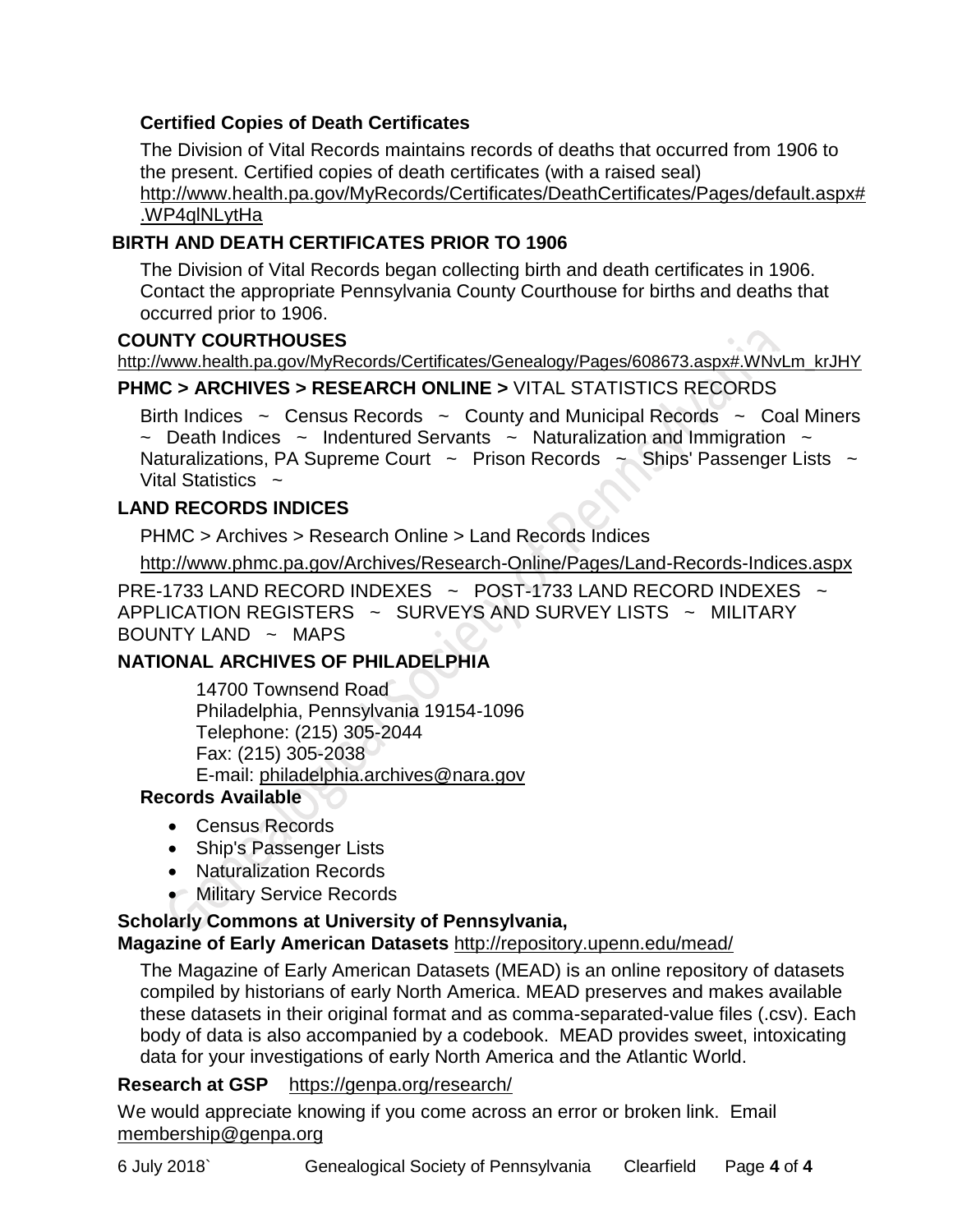### Certified Copies of Death Certificates

The Division of Vital Records maintains records of deaths that occurred from 1906 to the present. Certified copies of death certificates (with a raised seal) http://www.health.pa.gov/MyRecords/Certificates/DeathCertificates/Pages/default.aspx#.WP4qlNLytHa

## BIRTH AND DEATH CERTIFICATES PRIOR TO 1906

The Division of Vital Records began collecting birth and death certificates in 1906. Contact the appropriate Pennsylvania County Courthouse for births and deaths that occurred prior to 1906.

## COUNTY COURTHOUSES

http://www.health.pa.gov/MyRecords/Certificates/Genealogy/Pages/608673.aspx#.WNvLm_krJHY

## PHMC > ARCHIVES > RESEARCH ONLINE > VITAL STATISTICS RECORDS

Birth Indices ~ Census Records ~ County and Municipal Records ~ Coal Miners ~ Death Indices ~ Indentured Servants ~ Naturalization and Immigration ~ Naturalizations, PA Supreme Court ~ Prison Records ~ Ships' Passenger Lists ~ Vital Statistics ~

## LAND RECORDS INDICES

PHMC > Archives > Research Online > Land Records Indices

http://www.phmc.pa.gov/Archives/Research-Online/Pages/Land-Records-Indices.aspx

PRE-1733 LAND RECORD INDEXES ~ POST-1733 LAND RECORD INDEXES ~ APPLICATION REGISTERS ~ SURVEYS AND SURVEY LISTS ~ MILITARY BOUNTY LAND ~ MAPS

## NATIONAL ARCHIVES OF PHILADELPHIA

14700 Townsend Road
Philadelphia, Pennsylvania 19154-1096
Telephone: (215) 305-2044
Fax: (215) 305-2038
E-mail: philadelphia.archives@nara.gov

### Records Available

- Census Records
- Ship's Passenger Lists
- Naturalization Records
- Military Service Records

## Scholarly Commons at University of Pennsylvania, Magazine of Early American Datasets http://repository.upenn.edu/mead/

The Magazine of Early American Datasets (MEAD) is an online repository of datasets compiled by historians of early North America. MEAD preserves and makes available these datasets in their original format and as comma-separated-value files (.csv). Each body of data is also accompanied by a codebook. MEAD provides sweet, intoxicating data for your investigations of early North America and the Atlantic World.

## Research at GSP https://genpa.org/research/

We would appreciate knowing if you come across an error or broken link. Email membership@genpa.org